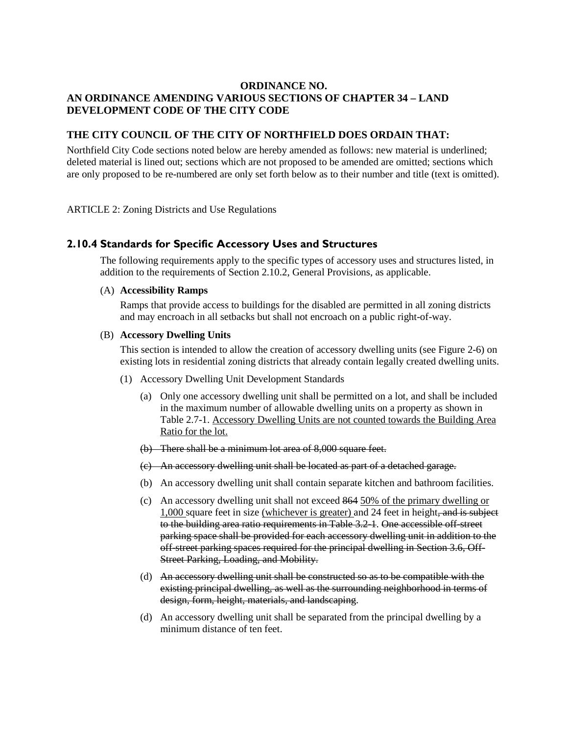**ORDINANCE NO.**

**AN ORDINANCE AMENDING VARIOUS SECTIONS OF CHAPTER 34 – LAND DEVELOPMENT CODE OF THE CITY CODE**

**THE CITY COUNCIL OF THE CITY OF NORTHFIELD DOES ORDAIN THAT:**

Northfield City Code sections noted below are hereby amended as follows: new material is underlined; deleted material is lined out; sections which are not proposed to be amended are omitted; sections which are only proposed to be re-numbered are only set forth below as to their number and title (text is omitted).

ARTICLE 2: Zoning Districts and Use Regulations

## 2.10.4 Standards for Specific Accessory Uses and Structures

The following requirements apply to the specific types of accessory uses and structures listed, in addition to the requirements of Section 2.10.2, General Provisions, as applicable.

(A) **Accessibility Ramps**

Ramps that provide access to buildings for the disabled are permitted in all zoning districts and may encroach in all setbacks but shall not encroach on a public right-of-way.

(B) **Accessory Dwelling Units**

This section is intended to allow the creation of accessory dwelling units (see Figure 2-6) on existing lots in residential zoning districts that already contain legally created dwelling units.

(1) Accessory Dwelling Unit Development Standards

(a) Only one accessory dwelling unit shall be permitted on a lot, and shall be included in the maximum number of allowable dwelling units on a property as shown in Table 2.7-1. <u>Accessory Dwelling Units are not counted towards the Building Area Ratio for the lot.</u>

~~(b) There shall be a minimum lot area of 8,000 square feet.~~

~~(c) An accessory dwelling unit shall be located as part of a detached garage.~~

(b) An accessory dwelling unit shall contain separate kitchen and bathroom facilities.

(c) An accessory dwelling unit shall not exceed ~~864~~ <u>50% of the primary dwelling or 1,000</u> square feet in size <u>(whichever is greater)</u> and 24 feet in height~~, and is subject to the building area ratio requirements in Table 3.2-1~~. ~~One accessible off-street parking space shall be provided for each accessory dwelling unit in addition to the off-street parking spaces required for the principal dwelling in Section 3.6, Off-Street Parking, Loading, and Mobility.~~

(d) ~~An accessory dwelling unit shall be constructed so as to be compatible with the existing principal dwelling, as well as the surrounding neighborhood in terms of design, form, height, materials, and landscaping~~.

(d) An accessory dwelling unit shall be separated from the principal dwelling by a minimum distance of ten feet.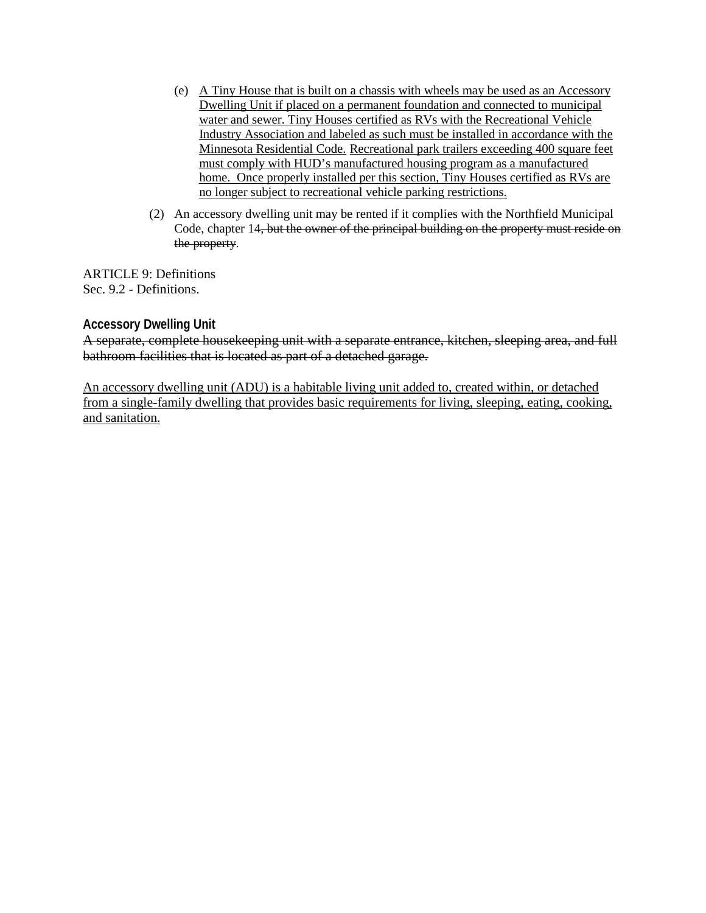(e) <u>A Tiny House that is built on a chassis with wheels may be used as an Accessory Dwelling Unit if placed on a permanent foundation and connected to municipal water and sewer. Tiny Houses certified as RVs with the Recreational Vehicle Industry Association and labeled as such must be installed in accordance with the Minnesota Residential Code. Recreational park trailers exceeding 400 square feet must comply with HUD's manufactured housing program as a manufactured home. Once properly installed per this section, Tiny Houses certified as RVs are no longer subject to recreational vehicle parking restrictions.</u>

(2) An accessory dwelling unit may be rented if it complies with the Northfield Municipal Code, chapter 14~~, but the owner of the principal building on the property must reside on the property~~.

ARTICLE 9: Definitions
Sec. 9.2 - Definitions.

**Accessory Dwelling Unit**

~~A separate, complete housekeeping unit with a separate entrance, kitchen, sleeping area, and full bathroom facilities that is located as part of a detached garage.~~

<u>An accessory dwelling unit (ADU) is a habitable living unit added to, created within, or detached from a single-family dwelling that provides basic requirements for living, sleeping, eating, cooking, and sanitation.</u>